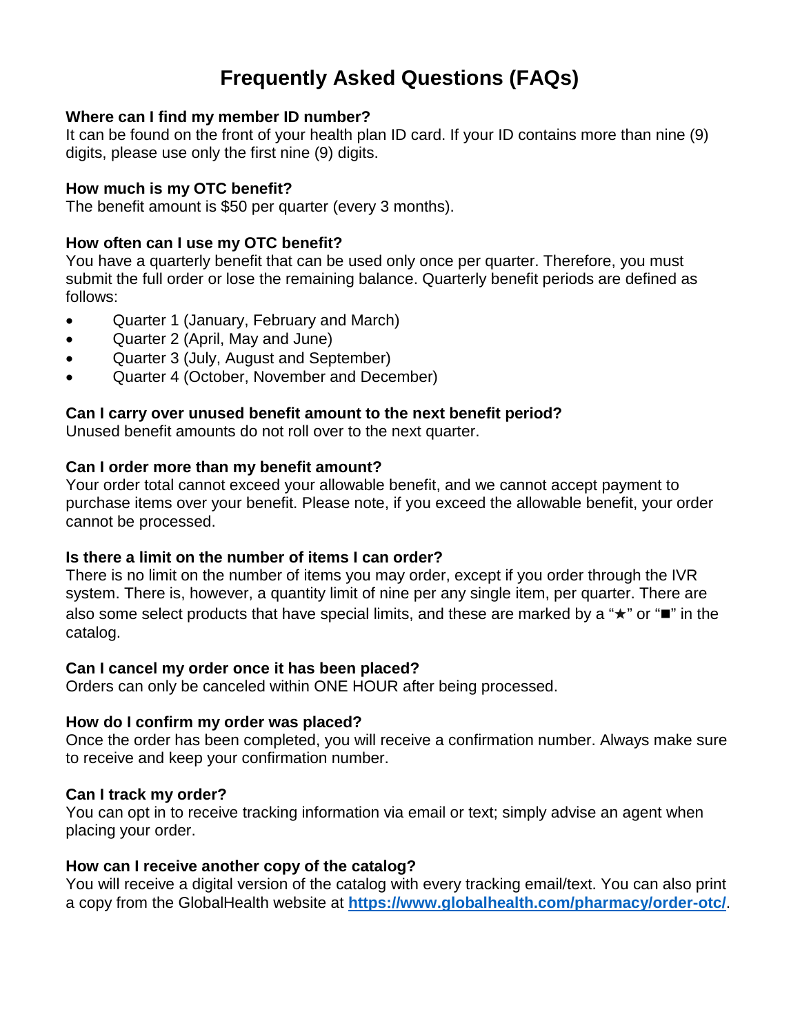# Frequently Asked Questions (FAQs)

**Where can I find my member ID number?**
It can be found on the front of your health plan ID card. If your ID contains more than nine (9) digits, please use only the first nine (9) digits.

**How much is my OTC benefit?**
The benefit amount is $50 per quarter (every 3 months).

**How often can I use my OTC benefit?**
You have a quarterly benefit that can be used only once per quarter. Therefore, you must submit the full order or lose the remaining balance. Quarterly benefit periods are defined as follows:

- Quarter 1 (January, February and March)
- Quarter 2 (April, May and June)
- Quarter 3 (July, August and September)
- Quarter 4 (October, November and December)

**Can I carry over unused benefit amount to the next benefit period?**
Unused benefit amounts do not roll over to the next quarter.

**Can I order more than my benefit amount?**
Your order total cannot exceed your allowable benefit, and we cannot accept payment to purchase items over your benefit. Please note, if you exceed the allowable benefit, your order cannot be processed.

**Is there a limit on the number of items I can order?**
There is no limit on the number of items you may order, except if you order through the IVR system. There is, however, a quantity limit of nine per any single item, per quarter. There are also some select products that have special limits, and these are marked by a "★" or "■" in the catalog.

**Can I cancel my order once it has been placed?**
Orders can only be canceled within ONE HOUR after being processed.

**How do I confirm my order was placed?**
Once the order has been completed, you will receive a confirmation number. Always make sure to receive and keep your confirmation number.

**Can I track my order?**
You can opt in to receive tracking information via email or text; simply advise an agent when placing your order.

**How can I receive another copy of the catalog?**
You will receive a digital version of the catalog with every tracking email/text. You can also print a copy from the GlobalHealth website at [https://www.globalhealth.com/pharmacy/order-otc/](https://www.globalhealth.com/pharmacy/order-otc/).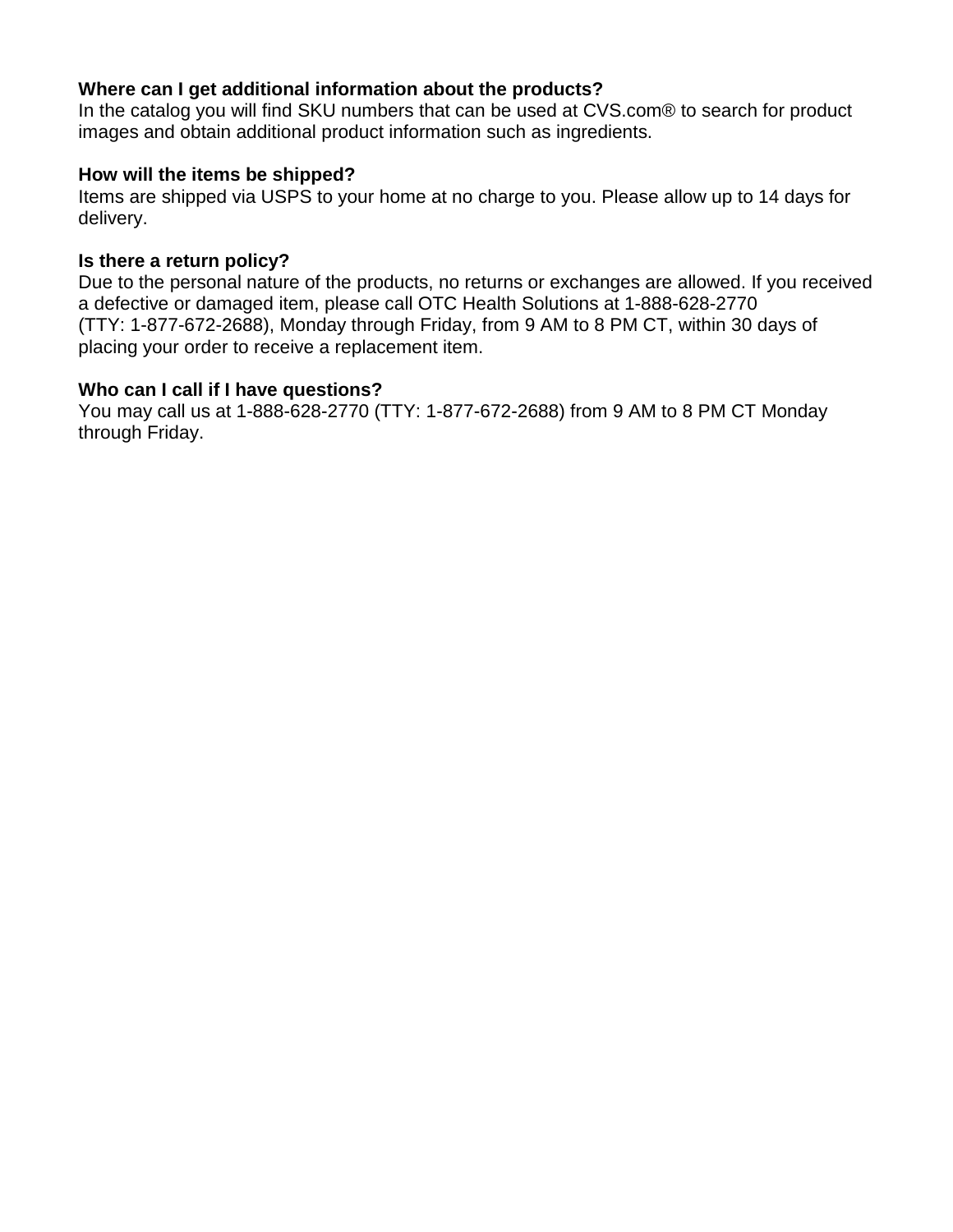**Where can I get additional information about the products?**
In the catalog you will find SKU numbers that can be used at CVS.com® to search for product images and obtain additional product information such as ingredients.

**How will the items be shipped?**
Items are shipped via USPS to your home at no charge to you. Please allow up to 14 days for delivery.

**Is there a return policy?**
Due to the personal nature of the products, no returns or exchanges are allowed. If you received a defective or damaged item, please call OTC Health Solutions at 1-888-628-2770 (TTY: 1-877-672-2688), Monday through Friday, from 9 AM to 8 PM CT, within 30 days of placing your order to receive a replacement item.

**Who can I call if I have questions?**
You may call us at 1-888-628-2770 (TTY: 1-877-672-2688) from 9 AM to 8 PM CT Monday through Friday.